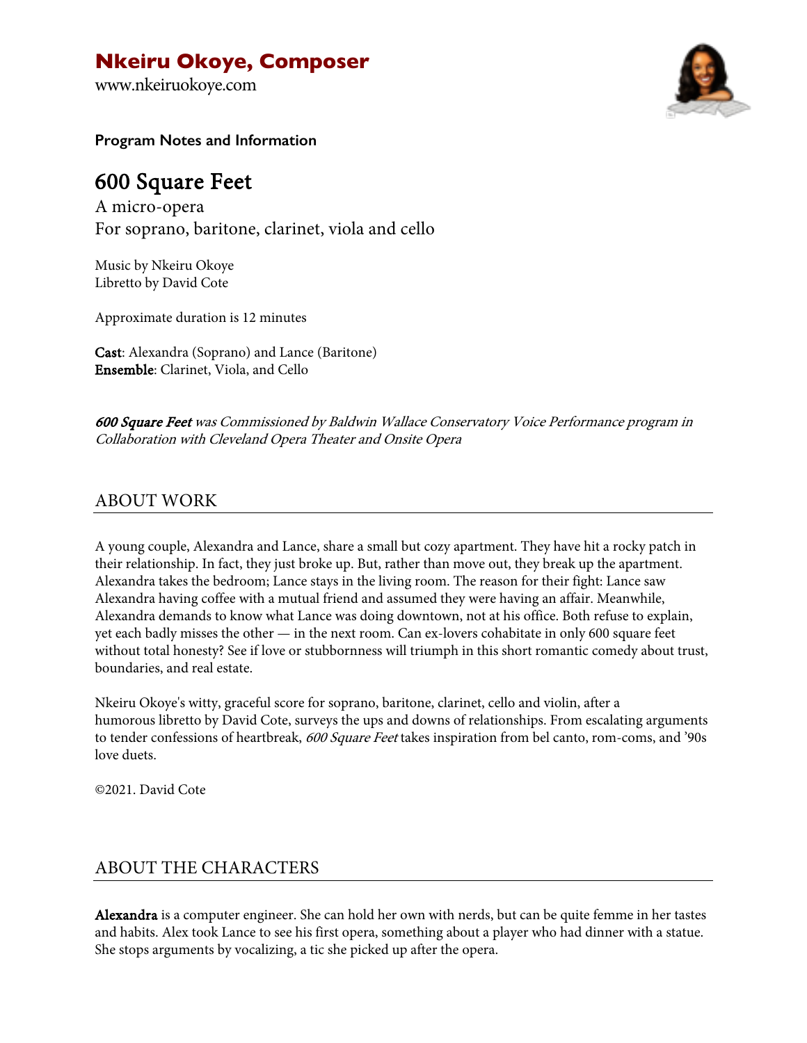# Nkeiru Okoye, Composer

www.nkeiruokoye.com

**Program Notes and Information**

## 600 Square Feet

A micro-opera
For soprano, baritone, clarinet, viola and cello

Music by Nkeiru Okoye
Libretto by David Cote

Approximate duration is 12 minutes

**Cast**: Alexandra (Soprano) and Lance (Baritone)
**Ensemble**: Clarinet, Viola, and Cello

***600 Square Feet*** *was Commissioned by Baldwin Wallace Conservatory Voice Performance program in Collaboration with Cleveland Opera Theater and Onsite Opera*

## ABOUT WORK

A young couple, Alexandra and Lance, share a small but cozy apartment. They have hit a rocky patch in their relationship. In fact, they just broke up. But, rather than move out, they break up the apartment. Alexandra takes the bedroom; Lance stays in the living room. The reason for their fight: Lance saw Alexandra having coffee with a mutual friend and assumed they were having an affair. Meanwhile, Alexandra demands to know what Lance was doing downtown, not at his office. Both refuse to explain, yet each badly misses the other — in the next room. Can ex-lovers cohabitate in only 600 square feet without total honesty? See if love or stubbornness will triumph in this short romantic comedy about trust, boundaries, and real estate.

Nkeiru Okoye's witty, graceful score for soprano, baritone, clarinet, cello and violin, after a humorous libretto by David Cote, surveys the ups and downs of relationships. From escalating arguments to tender confessions of heartbreak, *600 Square Feet* takes inspiration from bel canto, rom-coms, and '90s love duets.

©2021. David Cote

## ABOUT THE CHARACTERS

**Alexandra** is a computer engineer. She can hold her own with nerds, but can be quite femme in her tastes and habits. Alex took Lance to see his first opera, something about a player who had dinner with a statue. She stops arguments by vocalizing, a tic she picked up after the opera.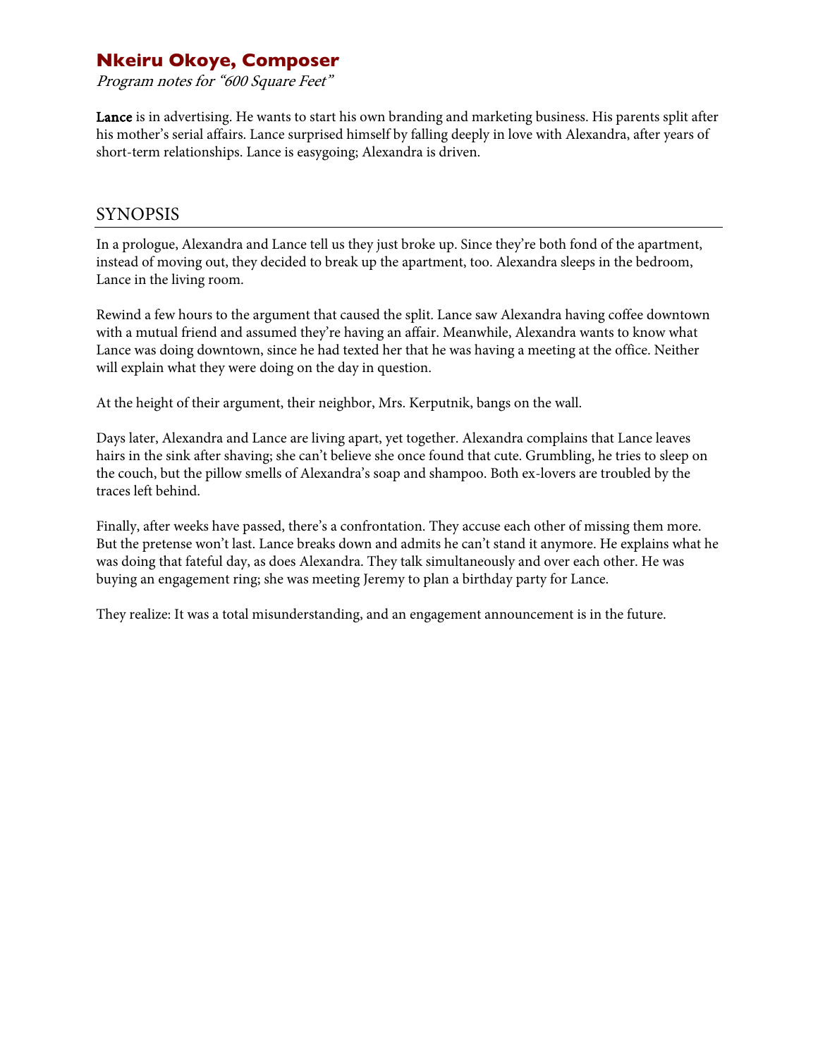## Nkeiru Okoye, Composer

*Program notes for "600 Square Feet"*

**Lance** is in advertising. He wants to start his own branding and marketing business. His parents split after his mother's serial affairs. Lance surprised himself by falling deeply in love with Alexandra, after years of short-term relationships. Lance is easygoing; Alexandra is driven.

## SYNOPSIS

In a prologue, Alexandra and Lance tell us they just broke up. Since they're both fond of the apartment, instead of moving out, they decided to break up the apartment, too. Alexandra sleeps in the bedroom, Lance in the living room.

Rewind a few hours to the argument that caused the split. Lance saw Alexandra having coffee downtown with a mutual friend and assumed they're having an affair. Meanwhile, Alexandra wants to know what Lance was doing downtown, since he had texted her that he was having a meeting at the office. Neither will explain what they were doing on the day in question.

At the height of their argument, their neighbor, Mrs. Kerputnik, bangs on the wall.

Days later, Alexandra and Lance are living apart, yet together. Alexandra complains that Lance leaves hairs in the sink after shaving; she can't believe she once found that cute. Grumbling, he tries to sleep on the couch, but the pillow smells of Alexandra's soap and shampoo. Both ex-lovers are troubled by the traces left behind.

Finally, after weeks have passed, there's a confrontation. They accuse each other of missing them more. But the pretense won't last. Lance breaks down and admits he can't stand it anymore. He explains what he was doing that fateful day, as does Alexandra. They talk simultaneously and over each other. He was buying an engagement ring; she was meeting Jeremy to plan a birthday party for Lance.

They realize: It was a total misunderstanding, and an engagement announcement is in the future.